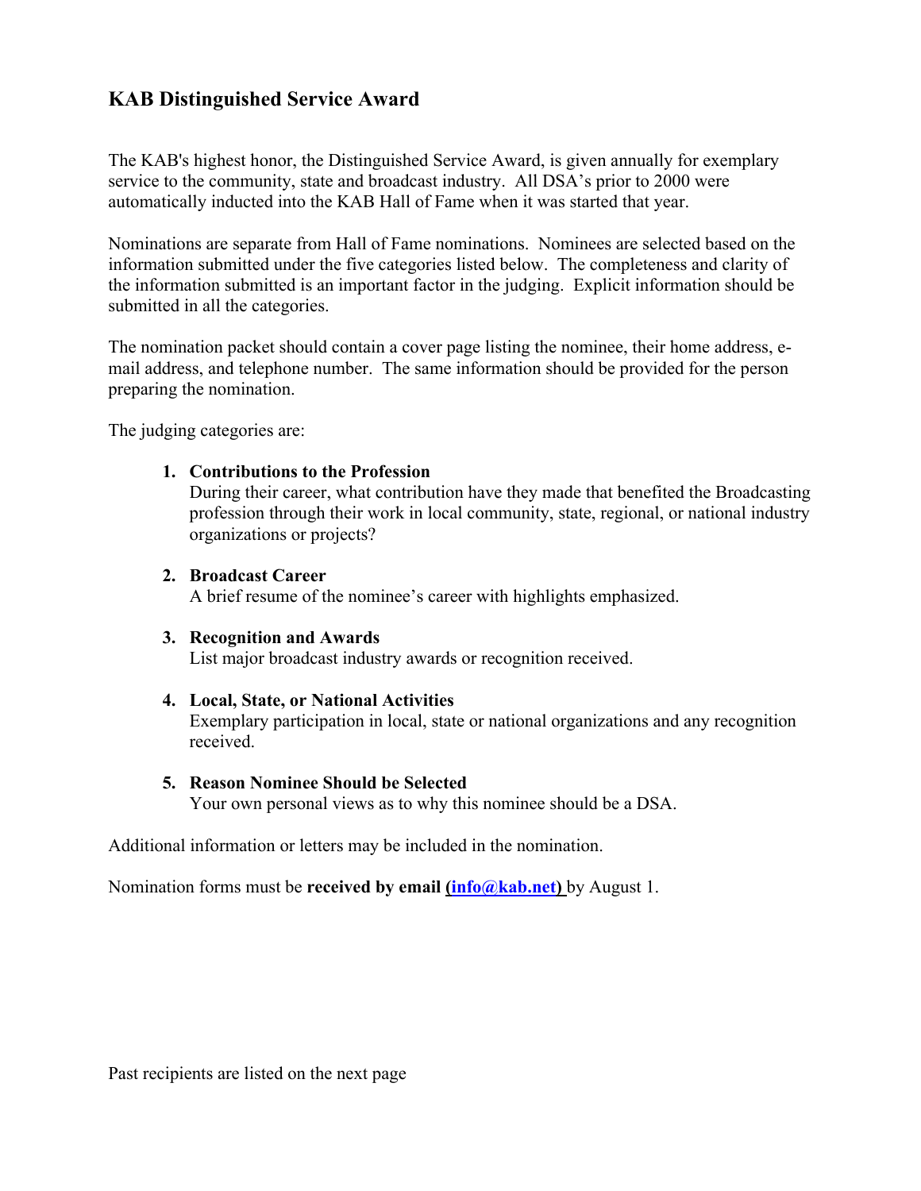# KAB Distinguished Service Award

The KAB's highest honor, the Distinguished Service Award, is given annually for exemplary service to the community, state and broadcast industry. All DSA's prior to 2000 were automatically inducted into the KAB Hall of Fame when it was started that year.

Nominations are separate from Hall of Fame nominations. Nominees are selected based on the information submitted under the five categories listed below. The completeness and clarity of the information submitted is an important factor in the judging. Explicit information should be submitted in all the categories.

The nomination packet should contain a cover page listing the nominee, their home address, e-mail address, and telephone number. The same information should be provided for the person preparing the nomination.

The judging categories are:

1. **Contributions to the Profession**
   During their career, what contribution have they made that benefited the Broadcasting profession through their work in local community, state, regional, or national industry organizations or projects?

2. **Broadcast Career**
   A brief resume of the nominee's career with highlights emphasized.

3. **Recognition and Awards**
   List major broadcast industry awards or recognition received.

4. **Local, State, or National Activities**
   Exemplary participation in local, state or national organizations and any recognition received.

5. **Reason Nominee Should be Selected**
   Your own personal views as to why this nominee should be a DSA.

Additional information or letters may be included in the nomination.

Nomination forms must be **received by email (info@kab.net)** by August 1.

Past recipients are listed on the next page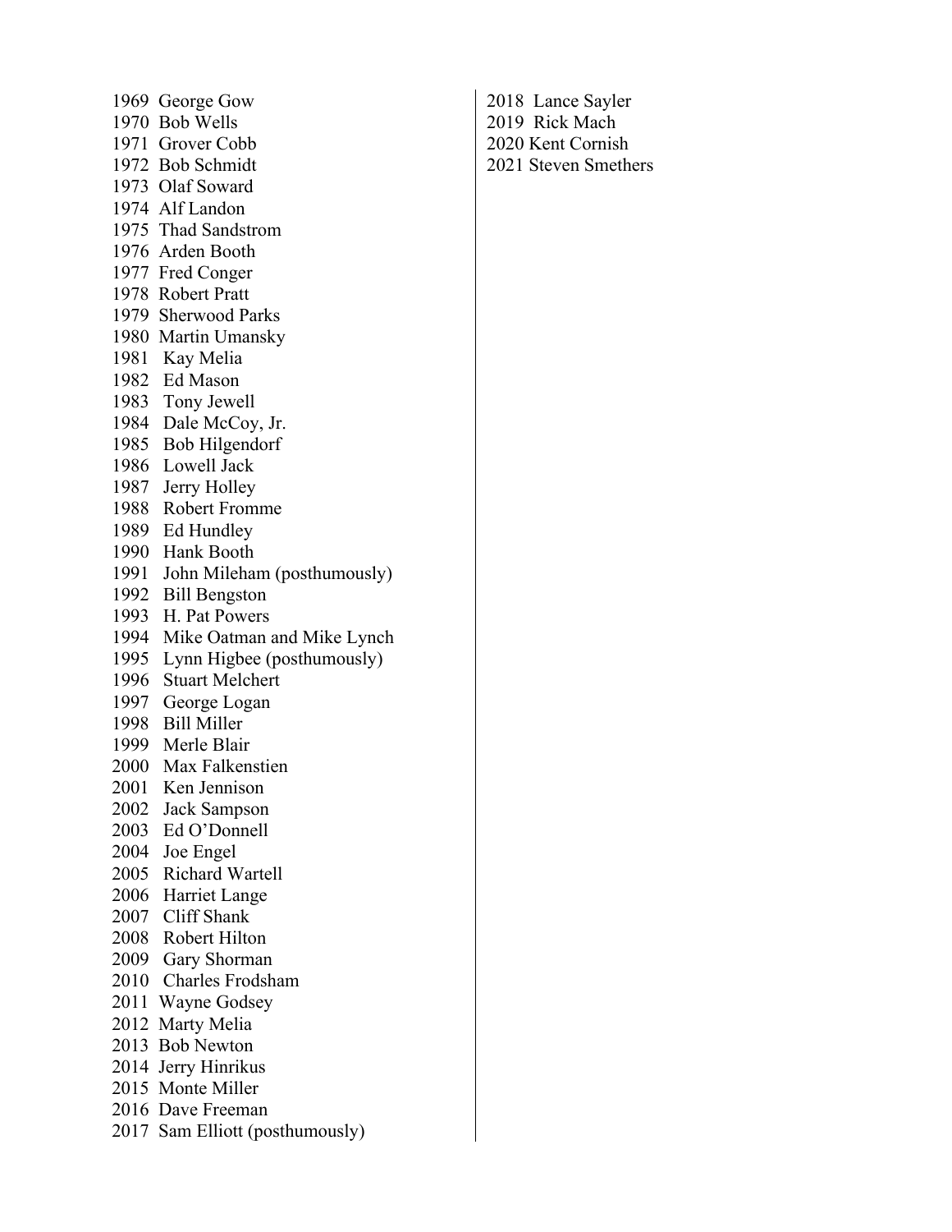1969 George Gow
1970 Bob Wells
1971 Grover Cobb
1972 Bob Schmidt
1973 Olaf Soward
1974 Alf Landon
1975 Thad Sandstrom
1976 Arden Booth
1977 Fred Conger
1978 Robert Pratt
1979 Sherwood Parks
1980 Martin Umansky
1981 Kay Melia
1982 Ed Mason
1983 Tony Jewell
1984 Dale McCoy, Jr.
1985 Bob Hilgendorf
1986 Lowell Jack
1987 Jerry Holley
1988 Robert Fromme
1989 Ed Hundley
1990 Hank Booth
1991 John Mileham (posthumously)
1992 Bill Bengston
1993 H. Pat Powers
1994 Mike Oatman and Mike Lynch
1995 Lynn Higbee (posthumously)
1996 Stuart Melchert
1997 George Logan
1998 Bill Miller
1999 Merle Blair
2000 Max Falkenstien
2001 Ken Jennison
2002 Jack Sampson
2003 Ed O'Donnell
2004 Joe Engel
2005 Richard Wartell
2006 Harriet Lange
2007 Cliff Shank
2008 Robert Hilton
2009 Gary Shorman
2010 Charles Frodsham
2011 Wayne Godsey
2012 Marty Melia
2013 Bob Newton
2014 Jerry Hinrikus
2015 Monte Miller
2016 Dave Freeman
2017 Sam Elliott (posthumously)
2018 Lance Sayler
2019 Rick Mach
2020 Kent Cornish
2021 Steven Smethers